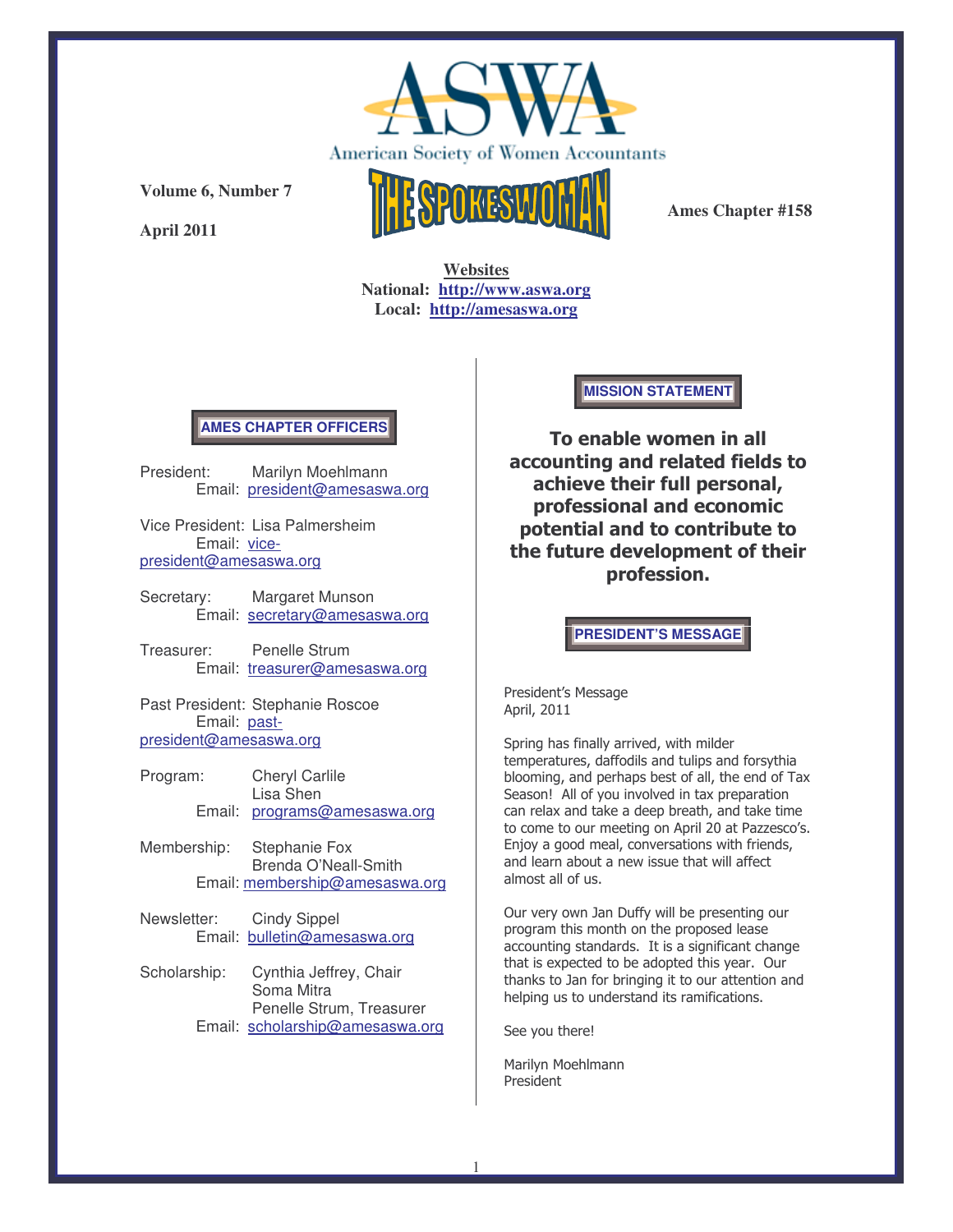# ASWA

American Society of Women Accountants

**Volume 6, Number 7**

**April 2011**

# THE SPOKESWOMAN

**Ames Chapter #158**

**Websites**
**National: http://www.aswa.org**
**Local: http://amesaswa.org**

## AMES CHAPTER OFFICERS

President: Marilyn Moehlmann
Email: president@amesaswa.org

Vice President: Lisa Palmersheim
Email: vice-president@amesaswa.org

Secretary: Margaret Munson
Email: secretary@amesaswa.org

Treasurer: Penelle Strum
Email: treasurer@amesaswa.org

Past President: Stephanie Roscoe
Email: past-president@amesaswa.org

Program: Cheryl Carlile
Lisa Shen
Email: programs@amesaswa.org

Membership: Stephanie Fox
Brenda O'Neall-Smith
Email: membership@amesaswa.org

Newsletter: Cindy Sippel
Email: bulletin@amesaswa.org

Scholarship: Cynthia Jeffrey, Chair
Soma Mitra
Penelle Strum, Treasurer
Email: scholarship@amesaswa.org

## MISSION STATEMENT

**To enable women in all accounting and related fields to achieve their full personal, professional and economic potential and to contribute to the future development of their profession.**

## PRESIDENT'S MESSAGE

President's Message
April, 2011

Spring has finally arrived, with milder temperatures, daffodils and tulips and forsythia blooming, and perhaps best of all, the end of Tax Season! All of you involved in tax preparation can relax and take a deep breath, and take time to come to our meeting on April 20 at Pazzesco's. Enjoy a good meal, conversations with friends, and learn about a new issue that will affect almost all of us.

Our very own Jan Duffy will be presenting our program this month on the proposed lease accounting standards. It is a significant change that is expected to be adopted this year. Our thanks to Jan for bringing it to our attention and helping us to understand its ramifications.

See you there!

Marilyn Moehlmann
President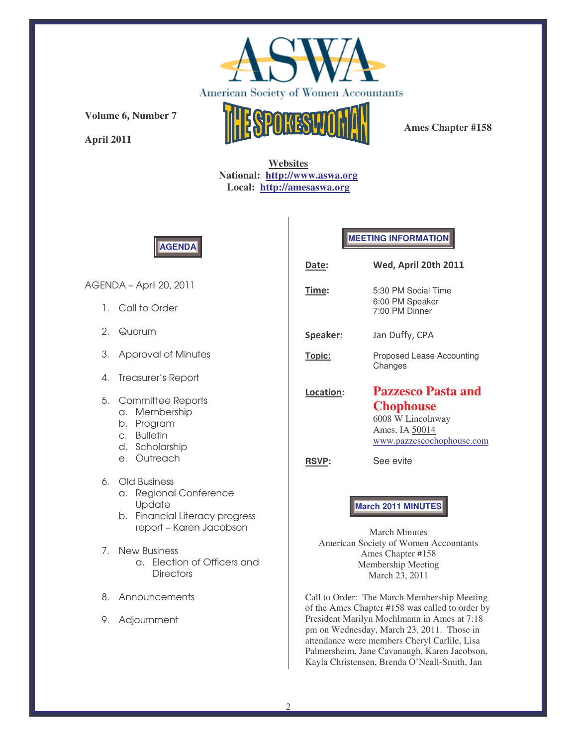# ASWA

American Society of Women Accountants

**Volume 6, Number 7**

**April 2011**

# THE SPOKESWOMAN

**Ames Chapter #158**

**Websites**
**National: http://www.aswa.org**
**Local: http://amesaswa.org**

## AGENDA

AGENDA – April 20, 2011

1. Call to Order
2. Quorum
3. Approval of Minutes
4. Treasurer's Report
5. Committee Reports
   a. Membership
   b. Program
   c. Bulletin
   d. Scholarship
   e. Outreach
6. Old Business
   a. Regional Conference Update
   b. Financial Literacy progress report – Karen Jacobson
7. New Business
   a. Election of Officers and Directors
8. Announcements
9. Adjournment

## MEETING INFORMATION

**Date:** Wed, April 20th 2011

**Time:** 5:30 PM Social Time
6:00 PM Speaker
7:00 PM Dinner

**Speaker:** Jan Duffy, CPA

**Topic:** Proposed Lease Accounting Changes

**Location:** **Pazzesco Pasta and Chophouse**
6008 W Lincolnway
Ames, IA 50014
www.pazzescochophouse.com

**RSVP:** See evite

## March 2011 MINUTES

March Minutes
American Society of Women Accountants
Ames Chapter #158
Membership Meeting
March 23, 2011

Call to Order: The March Membership Meeting of the Ames Chapter #158 was called to order by President Marilyn Moehlmann in Ames at 7:18 pm on Wednesday, March 23, 2011. Those in attendance were members Cheryl Carlile, Lisa Palmersheim, Jane Cavanaugh, Karen Jacobson, Kayla Christensen, Brenda O'Neall-Smith, Jan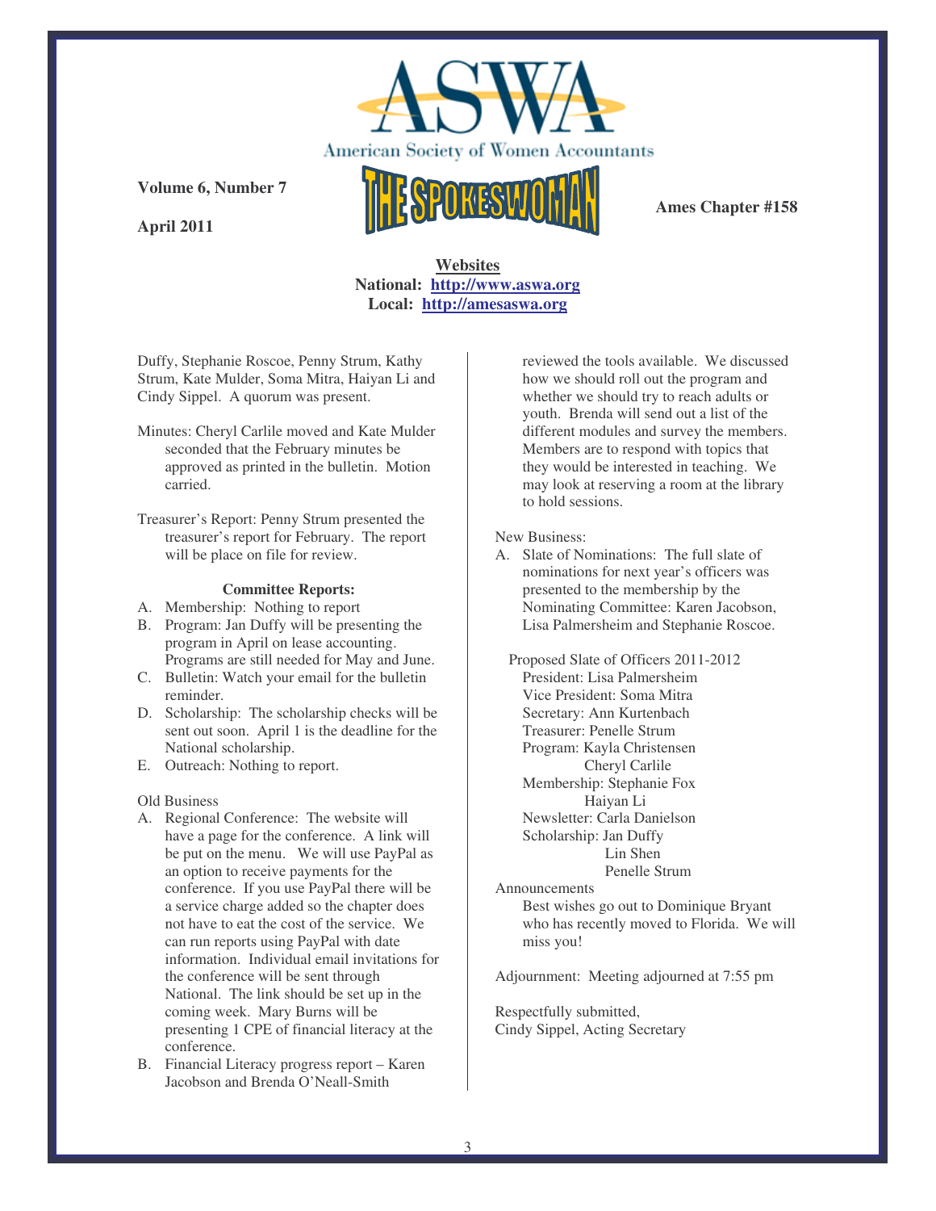Volume 6, Number 7

April 2011

Ames Chapter #158

**Websites**
**National: http://www.aswa.org**
**Local: http://amesaswa.org**

Duffy, Stephanie Roscoe, Penny Strum, Kathy Strum, Kate Mulder, Soma Mitra, Haiyan Li and Cindy Sippel. A quorum was present.

Minutes: Cheryl Carlile moved and Kate Mulder seconded that the February minutes be approved as printed in the bulletin. Motion carried.

Treasurer's Report: Penny Strum presented the treasurer's report for February. The report will be place on file for review.

**Committee Reports:**

A. Membership: Nothing to report
B. Program: Jan Duffy will be presenting the program in April on lease accounting. Programs are still needed for May and June.
C. Bulletin: Watch your email for the bulletin reminder.
D. Scholarship: The scholarship checks will be sent out soon. April 1 is the deadline for the National scholarship.
E. Outreach: Nothing to report.

Old Business

A. Regional Conference: The website will have a page for the conference. A link will be put on the menu. We will use PayPal as an option to receive payments for the conference. If you use PayPal there will be a service charge added so the chapter does not have to eat the cost of the service. We can run reports using PayPal with date information. Individual email invitations for the conference will be sent through National. The link should be set up in the coming week. Mary Burns will be presenting 1 CPE of financial literacy at the conference.
B. Financial Literacy progress report – Karen Jacobson and Brenda O'Neall-Smith reviewed the tools available. We discussed how we should roll out the program and whether we should try to reach adults or youth. Brenda will send out a list of the different modules and survey the members. Members are to respond with topics that they would be interested in teaching. We may look at reserving a room at the library to hold sessions.

New Business:

A. Slate of Nominations: The full slate of nominations for next year's officers was presented to the membership by the Nominating Committee: Karen Jacobson, Lisa Palmersheim and Stephanie Roscoe.

Proposed Slate of Officers 2011-2012

- President: Lisa Palmersheim
- Vice President: Soma Mitra
- Secretary: Ann Kurtenbach
- Treasurer: Penelle Strum
- Program: Kayla Christensen, Cheryl Carlile
- Membership: Stephanie Fox, Haiyan Li
- Newsletter: Carla Danielson
- Scholarship: Jan Duffy, Lin Shen, Penelle Strum

Announcements

Best wishes go out to Dominique Bryant who has recently moved to Florida. We will miss you!

Adjournment: Meeting adjourned at 7:55 pm

Respectfully submitted,
Cindy Sippel, Acting Secretary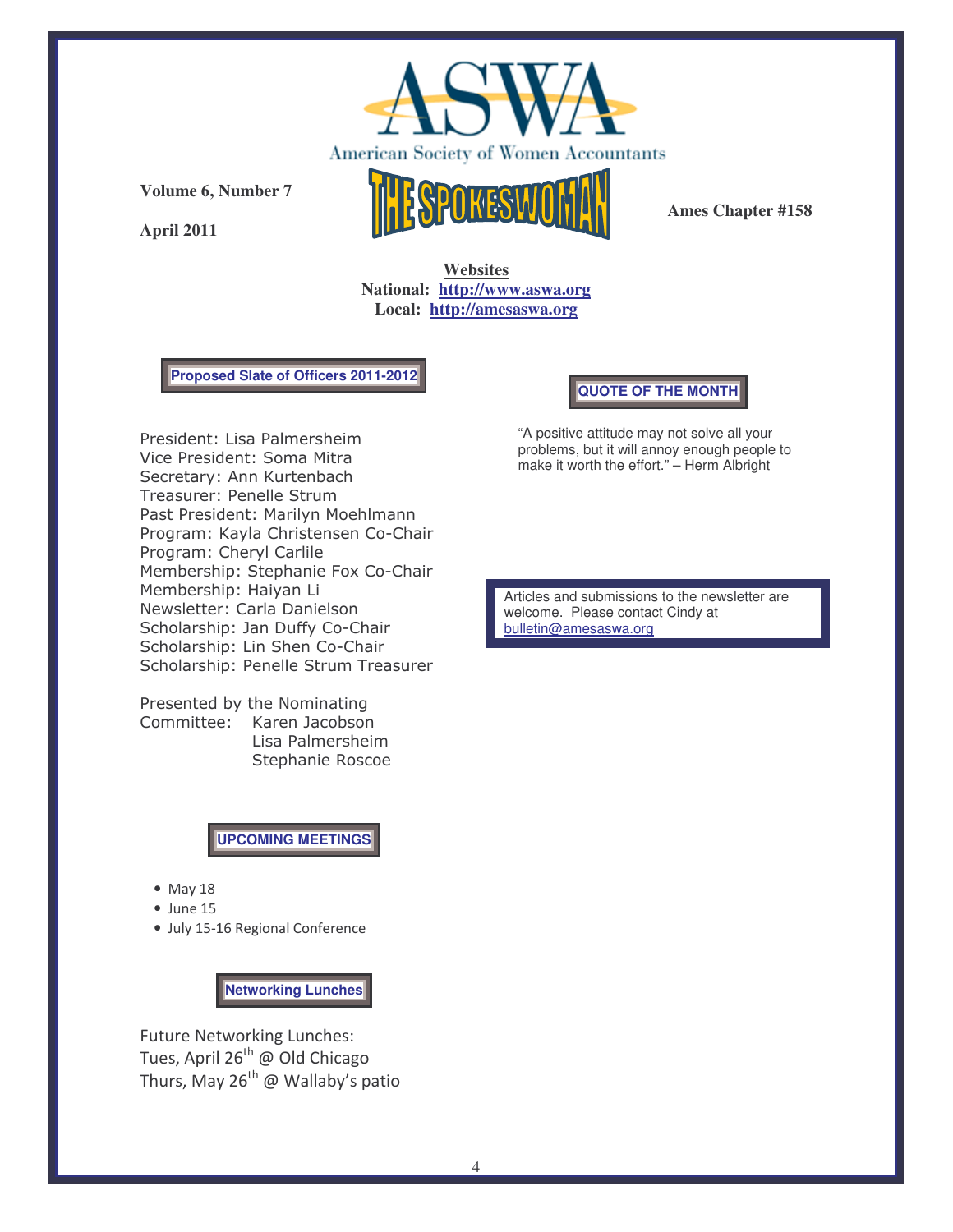# ASWA

American Society of Women Accountants

Volume 6, Number 7

April 2011

## THE SPOKESWOMAN

Ames Chapter #158

**Websites**

**National: http://www.aswa.org**

**Local: http://amesaswa.org**

### Proposed Slate of Officers 2011-2012

President: Lisa Palmersheim
Vice President: Soma Mitra
Secretary: Ann Kurtenbach
Treasurer: Penelle Strum
Past President: Marilyn Moehlmann
Program: Kayla Christensen Co-Chair
Program: Cheryl Carlile
Membership: Stephanie Fox Co-Chair
Membership: Haiyan Li
Newsletter: Carla Danielson
Scholarship: Jan Duffy Co-Chair
Scholarship: Lin Shen Co-Chair
Scholarship: Penelle Strum Treasurer

Presented by the Nominating Committee: Karen Jacobson, Lisa Palmersheim, Stephanie Roscoe

### UPCOMING MEETINGS

- May 18
- June 15
- July 15-16 Regional Conference

### Networking Lunches

Future Networking Lunches:
Tues, April 26th @ Old Chicago
Thurs, May 26th @ Wallaby's patio

### QUOTE OF THE MONTH

"A positive attitude may not solve all your problems, but it will annoy enough people to make it worth the effort." – Herm Albright

Articles and submissions to the newsletter are welcome. Please contact Cindy at bulletin@amesaswa.org